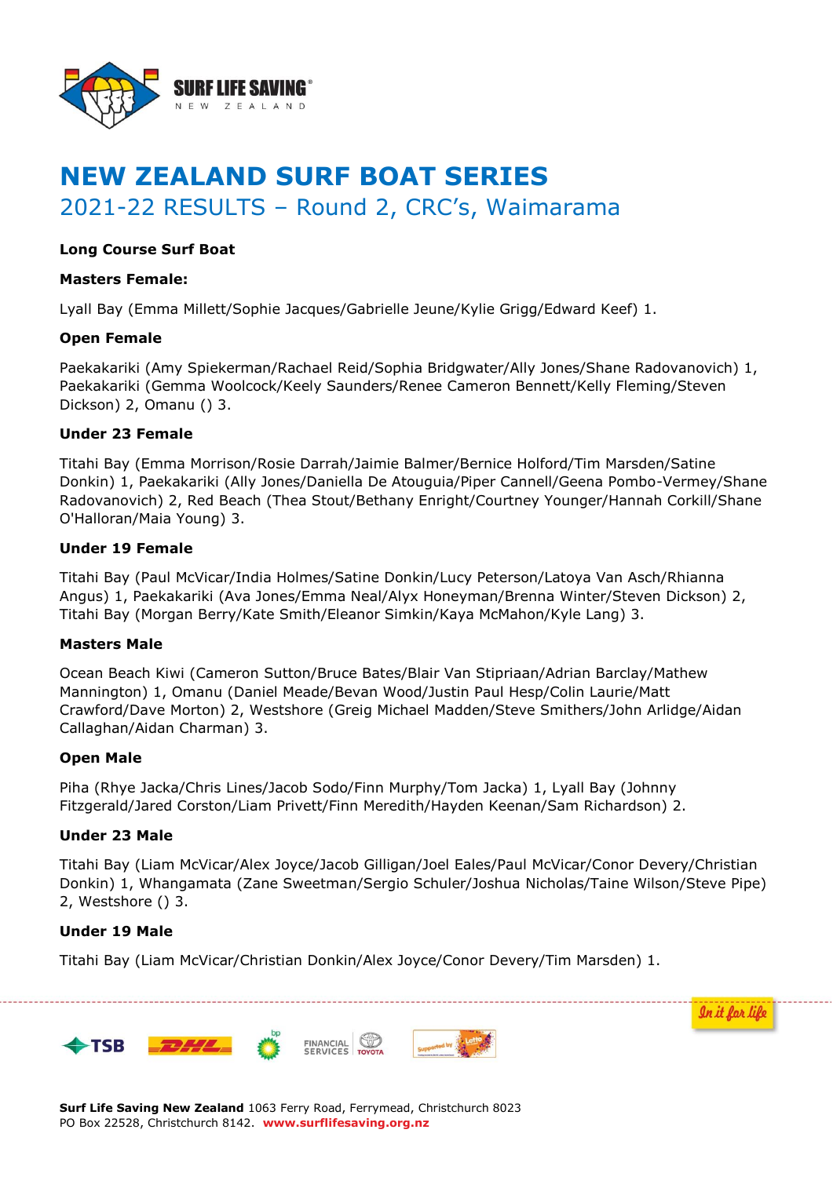# NEW ZEALAND SURF BOAT SERIES

## 2021-22 RESULTS – Round 2, CRC's, Waimarama

**Long Course Surf Boat**

**Masters Female:**

Lyall Bay (Emma Millett/Sophie Jacques/Gabrielle Jeune/Kylie Grigg/Edward Keef) 1.

**Open Female**

Paekakariki (Amy Spiekerman/Rachael Reid/Sophia Bridgwater/Ally Jones/Shane Radovanovich) 1, Paekakariki (Gemma Woolcock/Keely Saunders/Renee Cameron Bennett/Kelly Fleming/Steven Dickson) 2, Omanu () 3.

**Under 23 Female**

Titahi Bay (Emma Morrison/Rosie Darrah/Jaimie Balmer/Bernice Holford/Tim Marsden/Satine Donkin) 1, Paekakariki (Ally Jones/Daniella De Atouguia/Piper Cannell/Geena Pombo-Vermey/Shane Radovanovich) 2, Red Beach (Thea Stout/Bethany Enright/Courtney Younger/Hannah Corkill/Shane O'Halloran/Maia Young) 3.

**Under 19 Female**

Titahi Bay (Paul McVicar/India Holmes/Satine Donkin/Lucy Peterson/Latoya Van Asch/Rhianna Angus) 1, Paekakariki (Ava Jones/Emma Neal/Alyx Honeyman/Brenna Winter/Steven Dickson) 2, Titahi Bay (Morgan Berry/Kate Smith/Eleanor Simkin/Kaya McMahon/Kyle Lang) 3.

**Masters Male**

Ocean Beach Kiwi (Cameron Sutton/Bruce Bates/Blair Van Stipriaan/Adrian Barclay/Mathew Mannington) 1, Omanu (Daniel Meade/Bevan Wood/Justin Paul Hesp/Colin Laurie/Matt Crawford/Dave Morton) 2, Westshore (Greig Michael Madden/Steve Smithers/John Arlidge/Aidan Callaghan/Aidan Charman) 3.

**Open Male**

Piha (Rhye Jacka/Chris Lines/Jacob Sodo/Finn Murphy/Tom Jacka) 1, Lyall Bay (Johnny Fitzgerald/Jared Corston/Liam Privett/Finn Meredith/Hayden Keenan/Sam Richardson) 2.

**Under 23 Male**

Titahi Bay (Liam McVicar/Alex Joyce/Jacob Gilligan/Joel Eales/Paul McVicar/Conor Devery/Christian Donkin) 1, Whangamata (Zane Sweetman/Sergio Schuler/Joshua Nicholas/Taine Wilson/Steve Pipe) 2, Westshore () 3.

**Under 19 Male**

Titahi Bay (Liam McVicar/Christian Donkin/Alex Joyce/Conor Devery/Tim Marsden) 1.

**Surf Life Saving New Zealand** 1063 Ferry Road, Ferrymead, Christchurch 8023
PO Box 22528, Christchurch 8142. **www.surflifesaving.org.nz**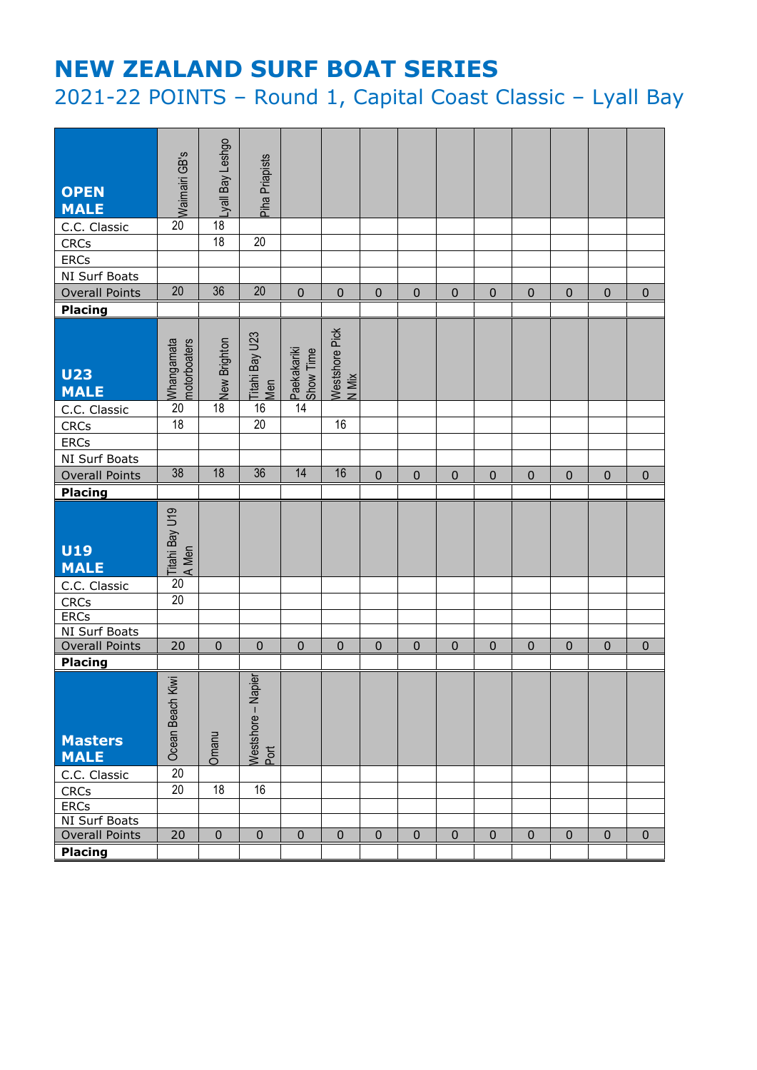# NEW ZEALAND SURF BOAT SERIES

## 2021-22 POINTS – Round 1, Capital Coast Classic – Lyall Bay

| **OPEN MALE** | Waimairi GB's | Lyall Bay Leshgo | Piha Priapists | | | | | | | | | | |
|---|---|---|---|---|---|---|---|---|---|---|---|---|---|
| C.C. Classic | 20 | 18 | | | | | | | | | | | |
| CRCs | | 18 | 20 | | | | | | | | | | |
| ERCs | | | | | | | | | | | | | |
| NI Surf Boats | | | | | | | | | | | | | |
| Overall Points | 20 | 36 | 20 | 0 | 0 | 0 | 0 | 0 | 0 | 0 | 0 | 0 | 0 |
| **Placing** | | | | | | | | | | | | | |

| **U23 MALE** | Whangamata motorboaters | New Brighton | Titahi Bay U23 Men | Paekakariki Show Time | Westshore Pick N Mix | | | | | | | | |
|---|---|---|---|---|---|---|---|---|---|---|---|---|---|
| C.C. Classic | 20 | 18 | 16 | 14 | | | | | | | | | |
| CRCs | 18 | | 20 | | 16 | | | | | | | | |
| ERCs | | | | | | | | | | | | | |
| NI Surf Boats | | | | | | | | | | | | | |
| Overall Points | 38 | 18 | 36 | 14 | 16 | 0 | 0 | 0 | 0 | 0 | 0 | 0 | 0 |
| **Placing** | | | | | | | | | | | | | |

| **U19 MALE** | Titahi Bay U19 A Men | | | | | | | | | | | | |
|---|---|---|---|---|---|---|---|---|---|---|---|---|---|
| C.C. Classic | 20 | | | | | | | | | | | | |
| CRCs | 20 | | | | | | | | | | | | |
| ERCs | | | | | | | | | | | | | |
| NI Surf Boats | | | | | | | | | | | | | |
| Overall Points | 20 | 0 | 0 | 0 | 0 | 0 | 0 | 0 | 0 | 0 | 0 | 0 | 0 |
| **Placing** | | | | | | | | | | | | | |

| **Masters MALE** | Ocean Beach Kiwi | Omanu | Westshore – Napier Port | | | | | | | | | | |
|---|---|---|---|---|---|---|---|---|---|---|---|---|---|
| C.C. Classic | 20 | | | | | | | | | | | | |
| CRCs | 20 | 18 | 16 | | | | | | | | | | |
| ERCs | | | | | | | | | | | | | |
| NI Surf Boats | | | | | | | | | | | | | |
| Overall Points | 20 | 0 | 0 | 0 | 0 | 0 | 0 | 0 | 0 | 0 | 0 | 0 | 0 |
| **Placing** | | | | | | | | | | | | | |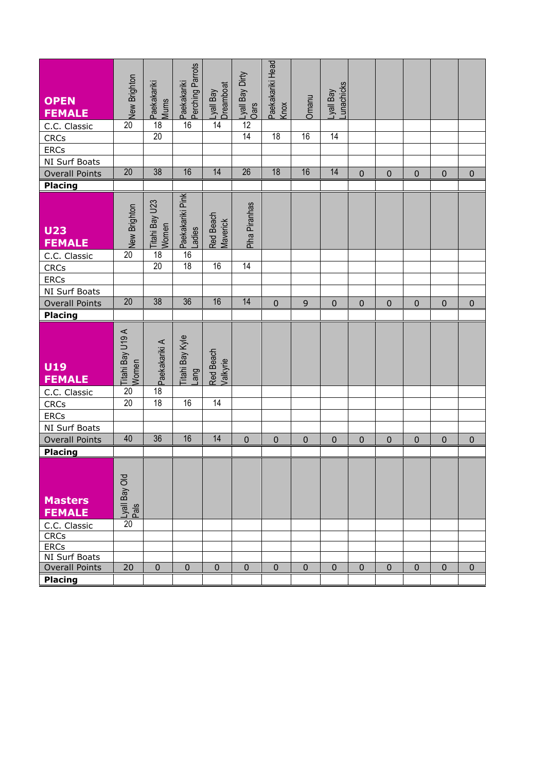| OPEN FEMALE | New Brighton | Paekakariki Mums | Paekakariki Perching Parrots | Lyall Bay Dreamboat | Lyall Bay Dirty Oars | Paekakariki Head Knox | Omanu | Lyall Bay Lunachicks | | | | | |
|---|---|---|---|---|---|---|---|---|---|---|---|---|---|
| C.C. Classic | 20 | 18 | 16 | 14 | 12 | | | | | | | | |
| CRCs | | 20 | | | 14 | 18 | 16 | 14 | | | | | |
| ERCs | | | | | | | | | | | | | |
| NI Surf Boats | | | | | | | | | | | | | |
| Overall Points | 20 | 38 | 16 | 14 | 26 | 18 | 16 | 14 | 0 | 0 | 0 | 0 | 0 |
| **Placing** | | | | | | | | | | | | | |

| U23 FEMALE | New Brighton | Titahi Bay U23 Women | Paekakariki Pink Ladies | Red Beach Maverick | Piha Piranhas | | | | | | | | |
|---|---|---|---|---|---|---|---|---|---|---|---|---|---|
| C.C. Classic | 20 | 18 | 16 | | | | | | | | | | |
| CRCs | | 20 | 18 | 16 | 14 | | | | | | | | |
| ERCs | | | | | | | | | | | | | |
| NI Surf Boats | | | | | | | | | | | | | |
| Overall Points | 20 | 38 | 36 | 16 | 14 | 0 | 9 | 0 | 0 | 0 | 0 | 0 | 0 |
| **Placing** | | | | | | | | | | | | | |

| U19 FEMALE | Titahi Bay U19 A Women | Paekakariki A | Titahi Bay Kyle Lang | Red Beach Valkyrie | | | | | | | | | |
|---|---|---|---|---|---|---|---|---|---|---|---|---|---|
| C.C. Classic | 20 | 18 | | | | | | | | | | | |
| CRCs | 20 | 18 | 16 | 14 | | | | | | | | | |
| ERCs | | | | | | | | | | | | | |
| NI Surf Boats | | | | | | | | | | | | | |
| Overall Points | 40 | 36 | 16 | 14 | 0 | 0 | 0 | 0 | 0 | 0 | 0 | 0 | 0 |
| **Placing** | | | | | | | | | | | | | |

| Masters FEMALE | Lyall Bay Old Pals | | | | | | | | | | | | |
|---|---|---|---|---|---|---|---|---|---|---|---|---|---|
| C.C. Classic | 20 | | | | | | | | | | | | |
| CRCs | | | | | | | | | | | | | |
| ERCs | | | | | | | | | | | | | |
| NI Surf Boats | | | | | | | | | | | | | |
| Overall Points | 20 | 0 | 0 | 0 | 0 | 0 | 0 | 0 | 0 | 0 | 0 | 0 | 0 |
| **Placing** | | | | | | | | | | | | | |